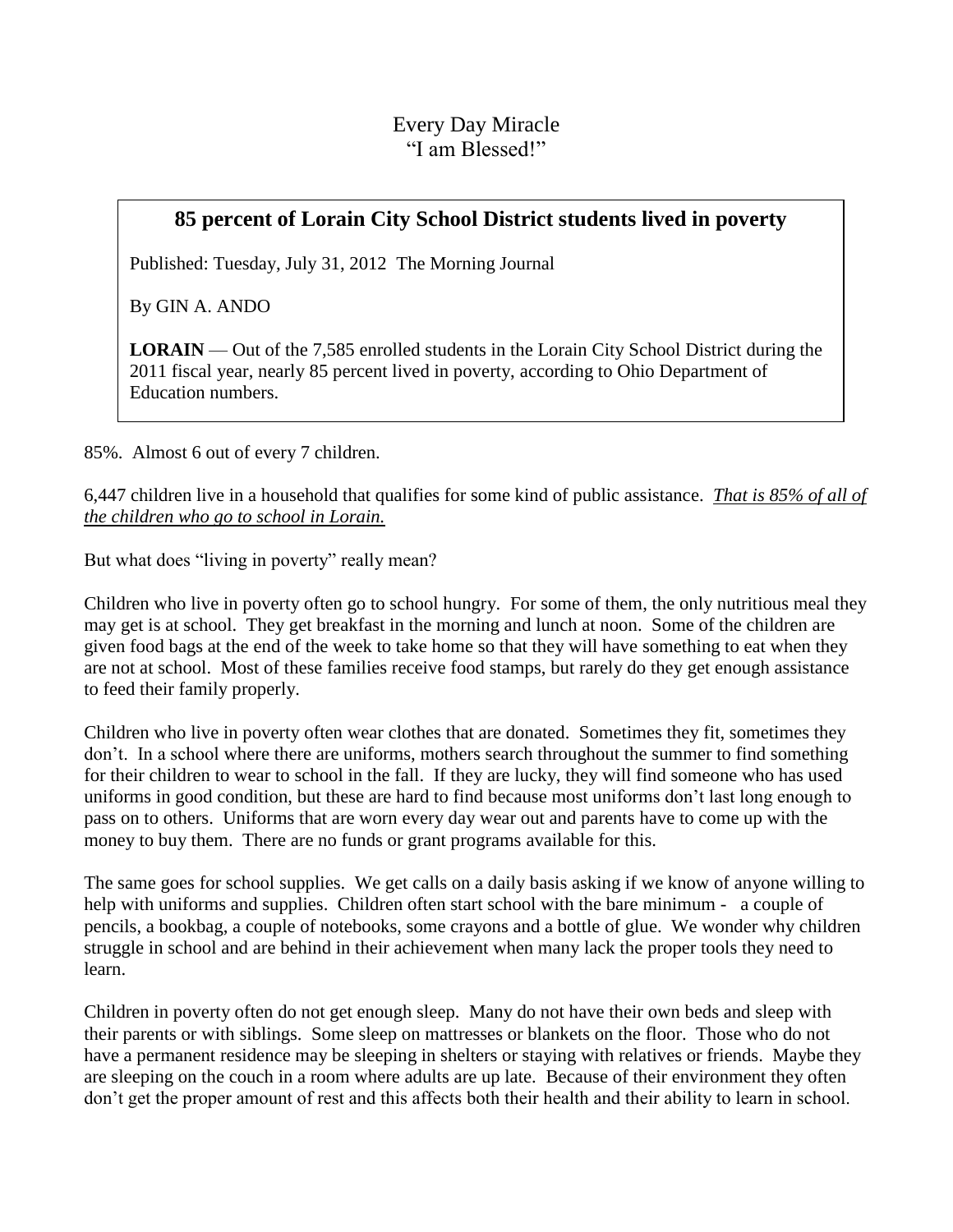# Every Day Miracle
# "I am Blessed!"

## 85 percent of Lorain City School District students lived in poverty

Published: Tuesday, July 31, 2012 The Morning Journal

By GIN A. ANDO

**LORAIN** — Out of the 7,585 enrolled students in the Lorain City School District during the 2011 fiscal year, nearly 85 percent lived in poverty, according to Ohio Department of Education numbers.

85%. Almost 6 out of every 7 children.

6,447 children live in a household that qualifies for some kind of public assistance. *That is 85% of all of the children who go to school in Lorain.*

But what does "living in poverty" really mean?

Children who live in poverty often go to school hungry. For some of them, the only nutritious meal they may get is at school. They get breakfast in the morning and lunch at noon. Some of the children are given food bags at the end of the week to take home so that they will have something to eat when they are not at school. Most of these families receive food stamps, but rarely do they get enough assistance to feed their family properly.

Children who live in poverty often wear clothes that are donated. Sometimes they fit, sometimes they don't. In a school where there are uniforms, mothers search throughout the summer to find something for their children to wear to school in the fall. If they are lucky, they will find someone who has used uniforms in good condition, but these are hard to find because most uniforms don't last long enough to pass on to others. Uniforms that are worn every day wear out and parents have to come up with the money to buy them. There are no funds or grant programs available for this.

The same goes for school supplies. We get calls on a daily basis asking if we know of anyone willing to help with uniforms and supplies. Children often start school with the bare minimum - a couple of pencils, a bookbag, a couple of notebooks, some crayons and a bottle of glue. We wonder why children struggle in school and are behind in their achievement when many lack the proper tools they need to learn.

Children in poverty often do not get enough sleep. Many do not have their own beds and sleep with their parents or with siblings. Some sleep on mattresses or blankets on the floor. Those who do not have a permanent residence may be sleeping in shelters or staying with relatives or friends. Maybe they are sleeping on the couch in a room where adults are up late. Because of their environment they often don't get the proper amount of rest and this affects both their health and their ability to learn in school.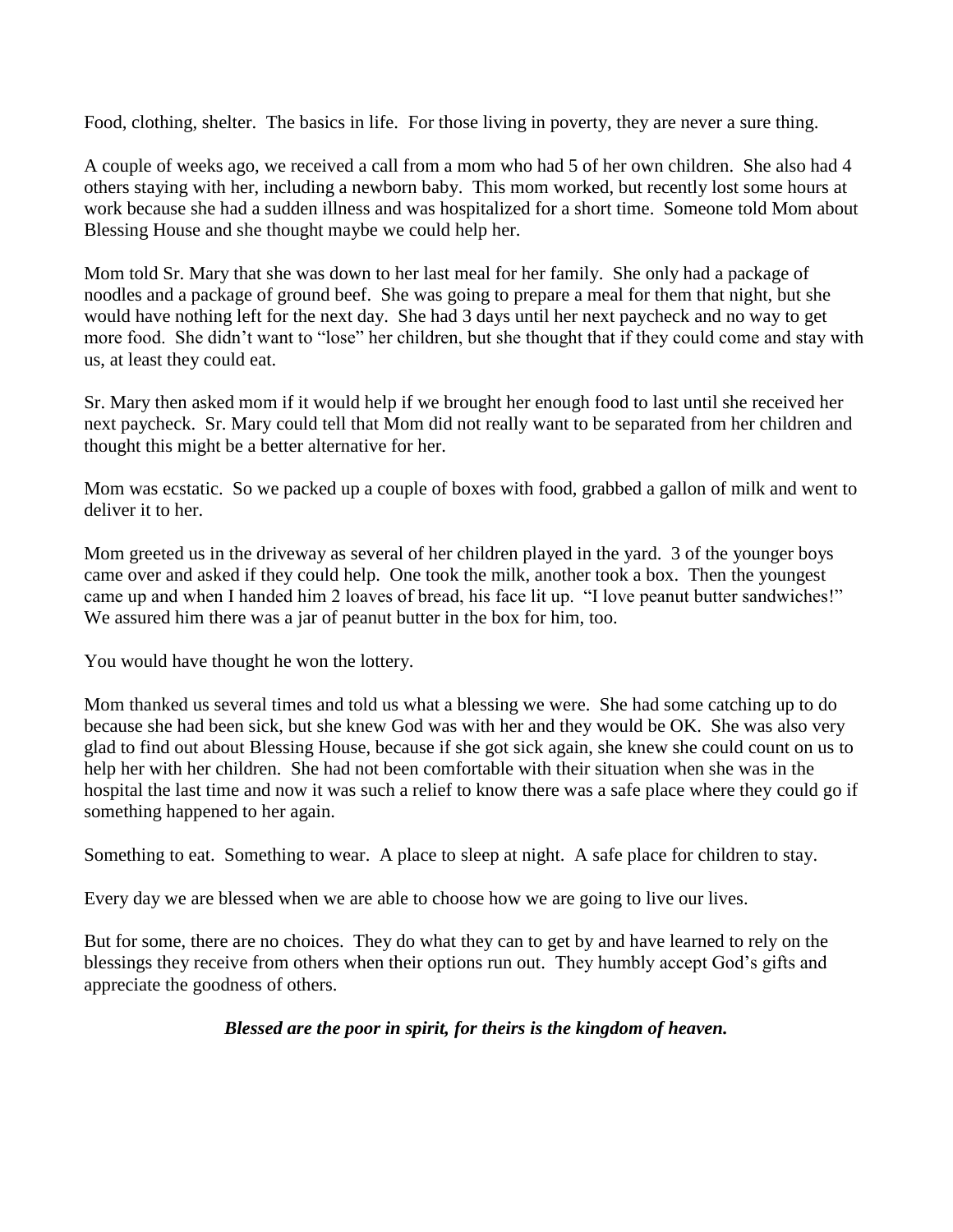Food, clothing, shelter. The basics in life. For those living in poverty, they are never a sure thing.

A couple of weeks ago, we received a call from a mom who had 5 of her own children. She also had 4 others staying with her, including a newborn baby. This mom worked, but recently lost some hours at work because she had a sudden illness and was hospitalized for a short time. Someone told Mom about Blessing House and she thought maybe we could help her.

Mom told Sr. Mary that she was down to her last meal for her family. She only had a package of noodles and a package of ground beef. She was going to prepare a meal for them that night, but she would have nothing left for the next day. She had 3 days until her next paycheck and no way to get more food. She didn't want to "lose" her children, but she thought that if they could come and stay with us, at least they could eat.

Sr. Mary then asked mom if it would help if we brought her enough food to last until she received her next paycheck. Sr. Mary could tell that Mom did not really want to be separated from her children and thought this might be a better alternative for her.

Mom was ecstatic. So we packed up a couple of boxes with food, grabbed a gallon of milk and went to deliver it to her.

Mom greeted us in the driveway as several of her children played in the yard. 3 of the younger boys came over and asked if they could help. One took the milk, another took a box. Then the youngest came up and when I handed him 2 loaves of bread, his face lit up. "I love peanut butter sandwiches!" We assured him there was a jar of peanut butter in the box for him, too.

You would have thought he won the lottery.

Mom thanked us several times and told us what a blessing we were. She had some catching up to do because she had been sick, but she knew God was with her and they would be OK. She was also very glad to find out about Blessing House, because if she got sick again, she knew she could count on us to help her with her children. She had not been comfortable with their situation when she was in the hospital the last time and now it was such a relief to know there was a safe place where they could go if something happened to her again.

Something to eat. Something to wear. A place to sleep at night. A safe place for children to stay.

Every day we are blessed when we are able to choose how we are going to live our lives.

But for some, there are no choices. They do what they can to get by and have learned to rely on the blessings they receive from others when their options run out. They humbly accept God's gifts and appreciate the goodness of others.

***Blessed are the poor in spirit, for theirs is the kingdom of heaven.***